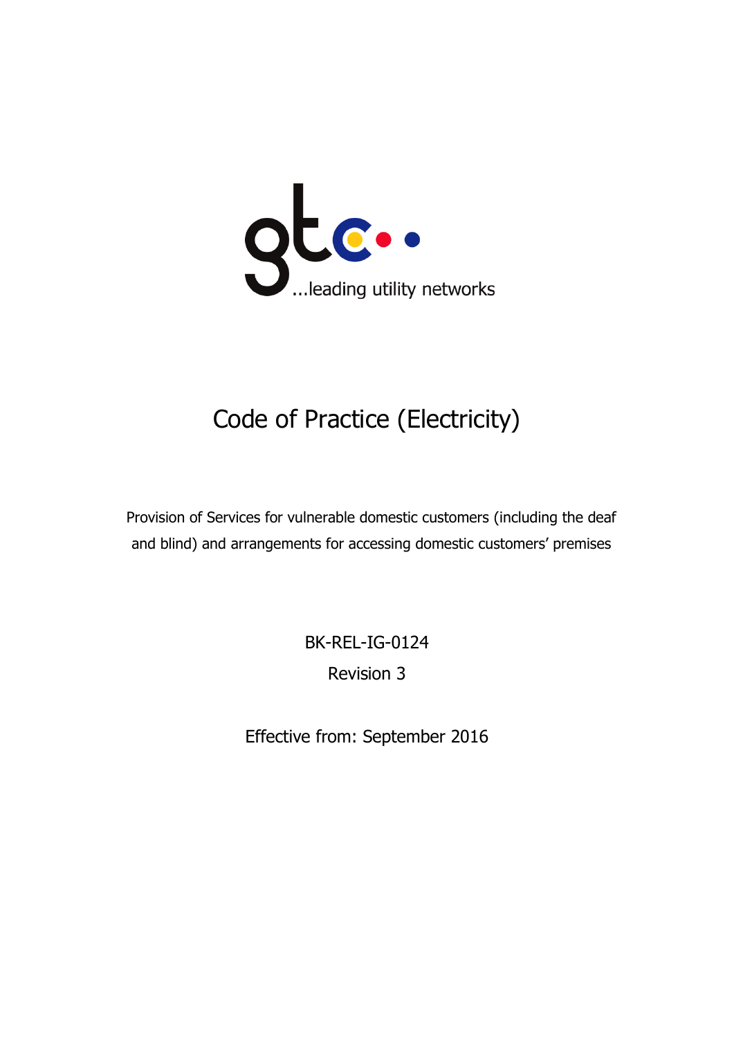gtc

...leading utility networks

# Code of Practice (Electricity)

Provision of Services for vulnerable domestic customers (including the deaf and blind) and arrangements for accessing domestic customers' premises

BK-REL-IG-0124

Revision 3

Effective from: September 2016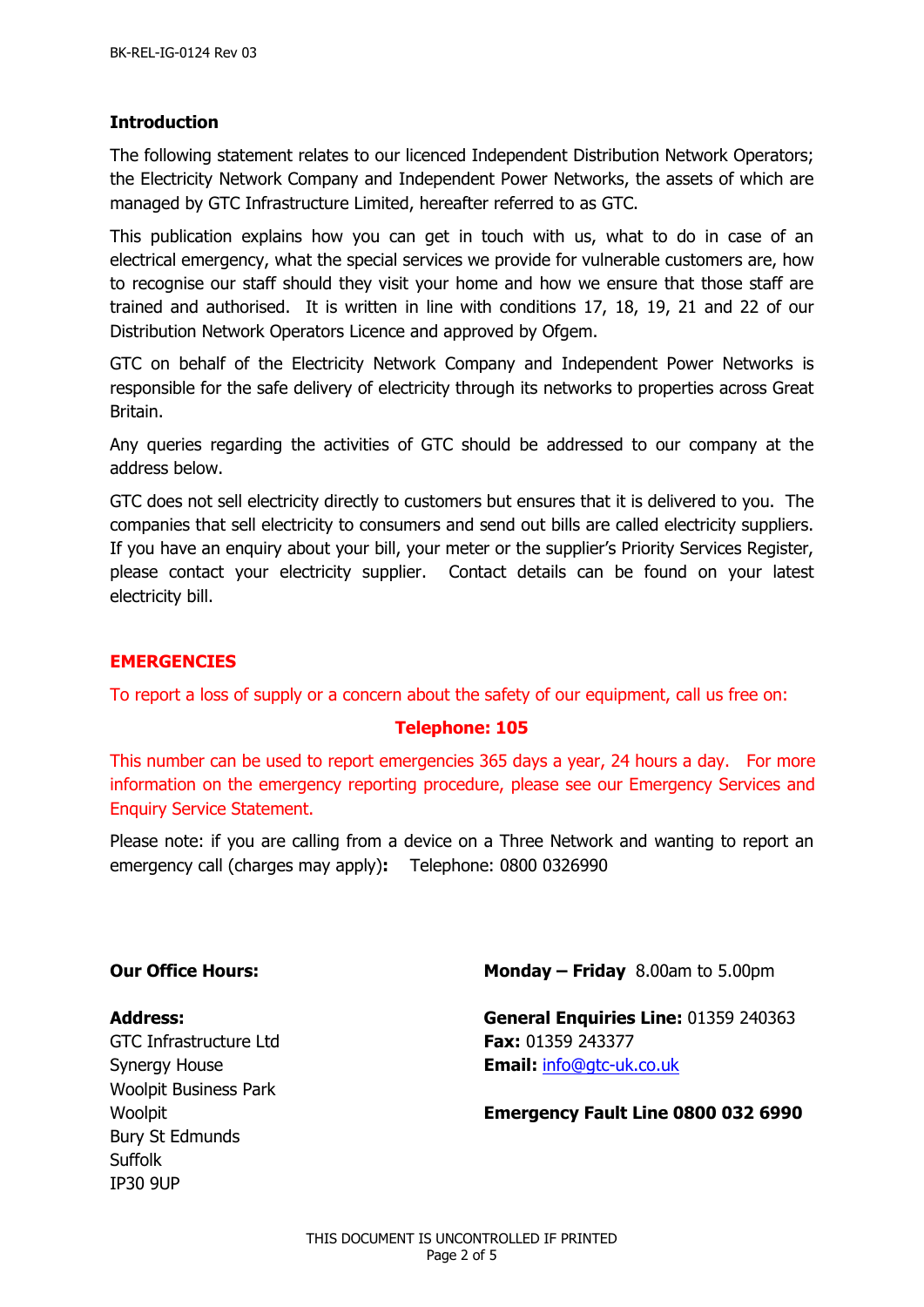## Introduction

The following statement relates to our licenced Independent Distribution Network Operators; the Electricity Network Company and Independent Power Networks, the assets of which are managed by GTC Infrastructure Limited, hereafter referred to as GTC.

This publication explains how you can get in touch with us, what to do in case of an electrical emergency, what the special services we provide for vulnerable customers are, how to recognise our staff should they visit your home and how we ensure that those staff are trained and authorised. It is written in line with conditions 17, 18, 19, 21 and 22 of our Distribution Network Operators Licence and approved by Ofgem.

GTC on behalf of the Electricity Network Company and Independent Power Networks is responsible for the safe delivery of electricity through its networks to properties across Great Britain.

Any queries regarding the activities of GTC should be addressed to our company at the address below.

GTC does not sell electricity directly to customers but ensures that it is delivered to you. The companies that sell electricity to consumers and send out bills are called electricity suppliers. If you have an enquiry about your bill, your meter or the supplier's Priority Services Register, please contact your electricity supplier. Contact details can be found on your latest electricity bill.

## EMERGENCIES

To report a loss of supply or a concern about the safety of our equipment, call us free on:

**Telephone: 105**

This number can be used to report emergencies 365 days a year, 24 hours a day. For more information on the emergency reporting procedure, please see our Emergency Services and Enquiry Service Statement.

Please note: if you are calling from a device on a Three Network and wanting to report an emergency call (charges may apply)**:** Telephone: 0800 0326990

**Our Office Hours:** **Monday – Friday** 8.00am to 5.00pm

**Address:**
GTC Infrastructure Ltd
Synergy House
Woolpit Business Park
Woolpit
Bury St Edmunds
Suffolk
IP30 9UP

**General Enquiries Line:** 01359 240363
**Fax:** 01359 243377
**Email:** info@gtc-uk.co.uk

**Emergency Fault Line 0800 032 6990**

THIS DOCUMENT IS UNCONTROLLED IF PRINTED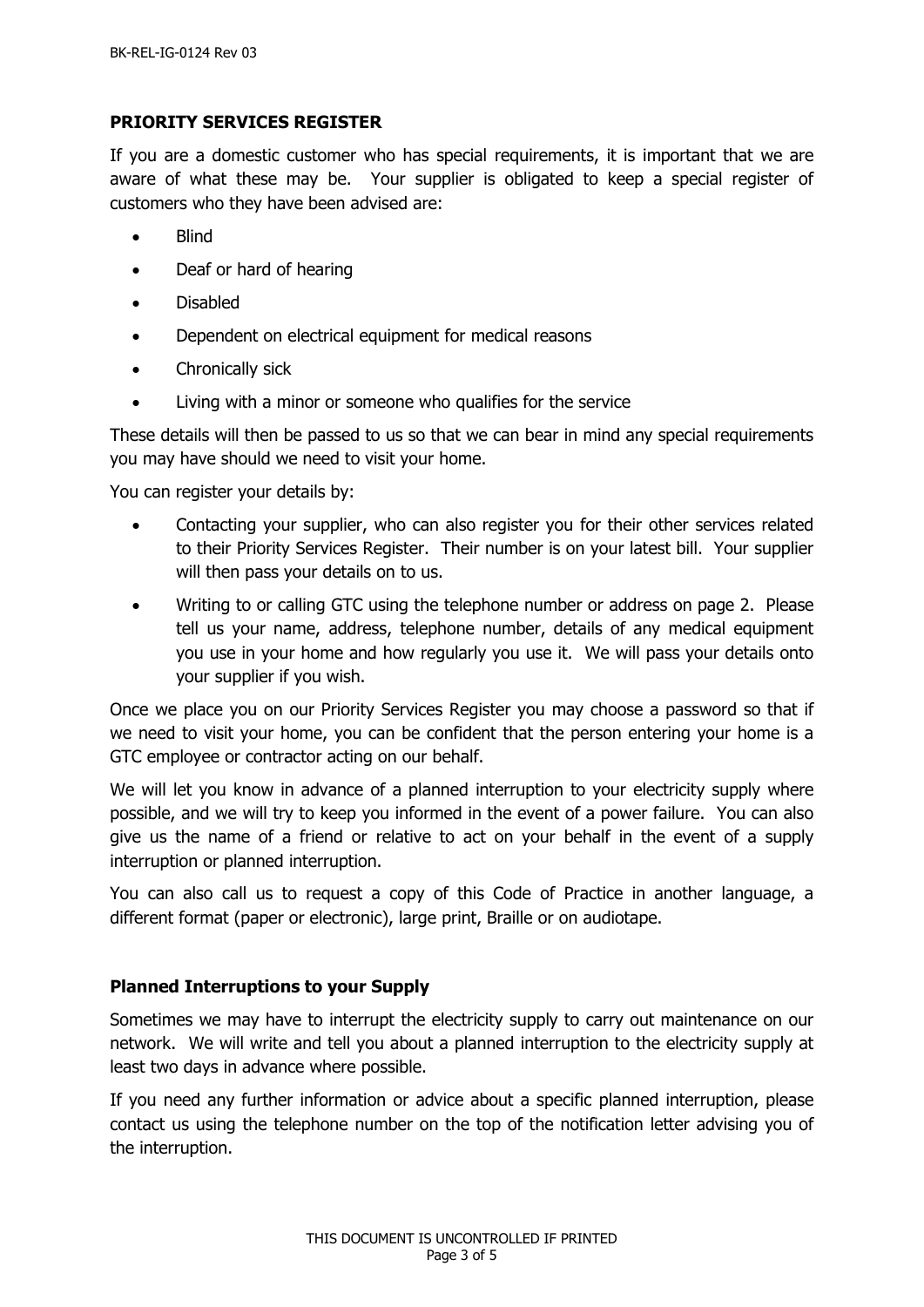## PRIORITY SERVICES REGISTER

If you are a domestic customer who has special requirements, it is important that we are aware of what these may be. Your supplier is obligated to keep a special register of customers who they have been advised are:

- Blind
- Deaf or hard of hearing
- Disabled
- Dependent on electrical equipment for medical reasons
- Chronically sick
- Living with a minor or someone who qualifies for the service

These details will then be passed to us so that we can bear in mind any special requirements you may have should we need to visit your home.

You can register your details by:

- Contacting your supplier, who can also register you for their other services related to their Priority Services Register. Their number is on your latest bill. Your supplier will then pass your details on to us.
- Writing to or calling GTC using the telephone number or address on page 2. Please tell us your name, address, telephone number, details of any medical equipment you use in your home and how regularly you use it. We will pass your details onto your supplier if you wish.

Once we place you on our Priority Services Register you may choose a password so that if we need to visit your home, you can be confident that the person entering your home is a GTC employee or contractor acting on our behalf.

We will let you know in advance of a planned interruption to your electricity supply where possible, and we will try to keep you informed in the event of a power failure. You can also give us the name of a friend or relative to act on your behalf in the event of a supply interruption or planned interruption.

You can also call us to request a copy of this Code of Practice in another language, a different format (paper or electronic), large print, Braille or on audiotape.

### Planned Interruptions to your Supply

Sometimes we may have to interrupt the electricity supply to carry out maintenance on our network. We will write and tell you about a planned interruption to the electricity supply at least two days in advance where possible.

If you need any further information or advice about a specific planned interruption, please contact us using the telephone number on the top of the notification letter advising you of the interruption.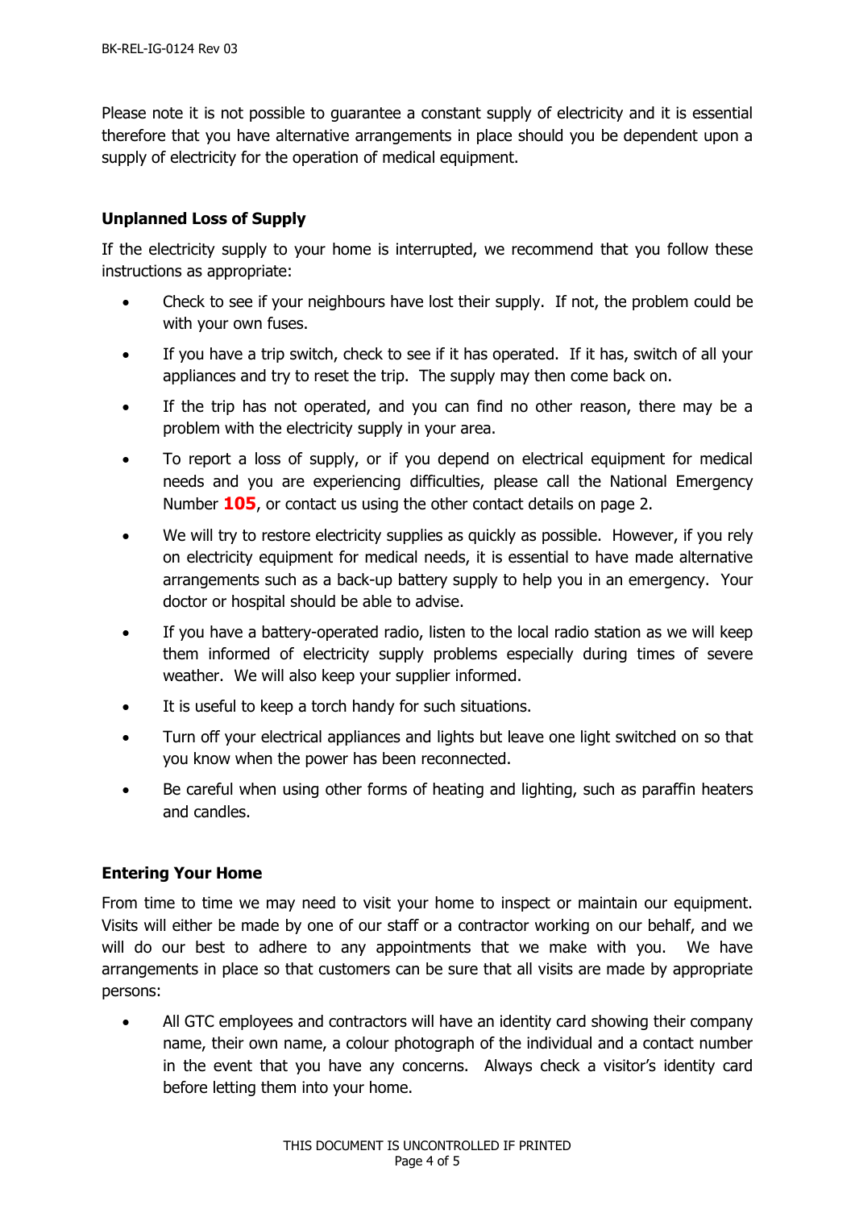Please note it is not possible to guarantee a constant supply of electricity and it is essential therefore that you have alternative arrangements in place should you be dependent upon a supply of electricity for the operation of medical equipment.

## Unplanned Loss of Supply

If the electricity supply to your home is interrupted, we recommend that you follow these instructions as appropriate:

- Check to see if your neighbours have lost their supply. If not, the problem could be with your own fuses.
- If you have a trip switch, check to see if it has operated. If it has, switch of all your appliances and try to reset the trip. The supply may then come back on.
- If the trip has not operated, and you can find no other reason, there may be a problem with the electricity supply in your area.
- To report a loss of supply, or if you depend on electrical equipment for medical needs and you are experiencing difficulties, please call the National Emergency Number **105**, or contact us using the other contact details on page 2.
- We will try to restore electricity supplies as quickly as possible. However, if you rely on electricity equipment for medical needs, it is essential to have made alternative arrangements such as a back-up battery supply to help you in an emergency. Your doctor or hospital should be able to advise.
- If you have a battery-operated radio, listen to the local radio station as we will keep them informed of electricity supply problems especially during times of severe weather. We will also keep your supplier informed.
- It is useful to keep a torch handy for such situations.
- Turn off your electrical appliances and lights but leave one light switched on so that you know when the power has been reconnected.
- Be careful when using other forms of heating and lighting, such as paraffin heaters and candles.

## Entering Your Home

From time to time we may need to visit your home to inspect or maintain our equipment. Visits will either be made by one of our staff or a contractor working on our behalf, and we will do our best to adhere to any appointments that we make with you. We have arrangements in place so that customers can be sure that all visits are made by appropriate persons:

- All GTC employees and contractors will have an identity card showing their company name, their own name, a colour photograph of the individual and a contact number in the event that you have any concerns. Always check a visitor's identity card before letting them into your home.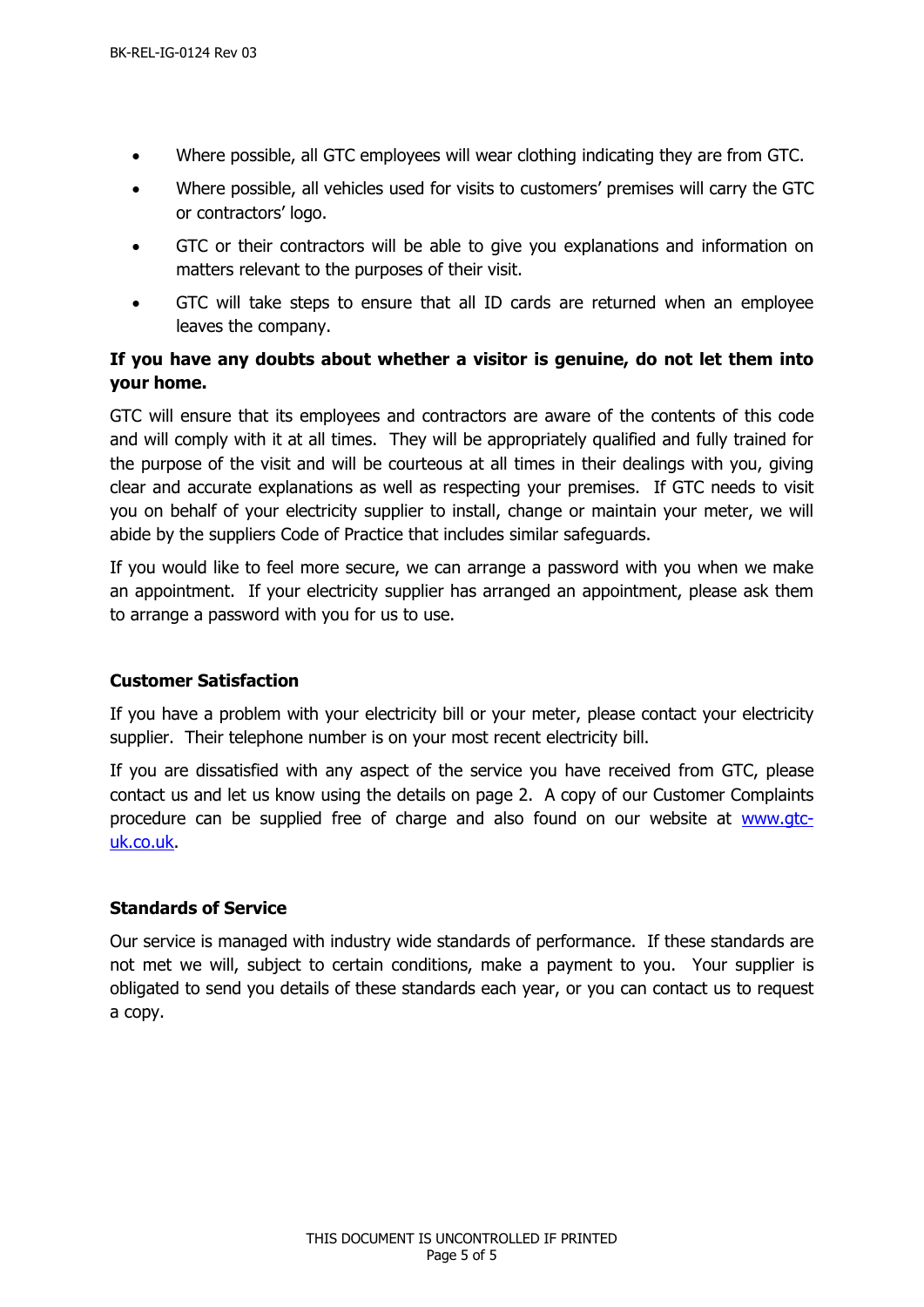- Where possible, all GTC employees will wear clothing indicating they are from GTC.
- Where possible, all vehicles used for visits to customers' premises will carry the GTC or contractors' logo.
- GTC or their contractors will be able to give you explanations and information on matters relevant to the purposes of their visit.
- GTC will take steps to ensure that all ID cards are returned when an employee leaves the company.

**If you have any doubts about whether a visitor is genuine, do not let them into your home.**

GTC will ensure that its employees and contractors are aware of the contents of this code and will comply with it at all times. They will be appropriately qualified and fully trained for the purpose of the visit and will be courteous at all times in their dealings with you, giving clear and accurate explanations as well as respecting your premises. If GTC needs to visit you on behalf of your electricity supplier to install, change or maintain your meter, we will abide by the suppliers Code of Practice that includes similar safeguards.

If you would like to feel more secure, we can arrange a password with you when we make an appointment. If your electricity supplier has arranged an appointment, please ask them to arrange a password with you for us to use.

### Customer Satisfaction

If you have a problem with your electricity bill or your meter, please contact your electricity supplier. Their telephone number is on your most recent electricity bill.

If you are dissatisfied with any aspect of the service you have received from GTC, please contact us and let us know using the details on page 2. A copy of our Customer Complaints procedure can be supplied free of charge and also found on our website at [www.gtc-uk.co.uk](http://www.gtc-uk.co.uk).

### Standards of Service

Our service is managed with industry wide standards of performance. If these standards are not met we will, subject to certain conditions, make a payment to you. Your supplier is obligated to send you details of these standards each year, or you can contact us to request a copy.